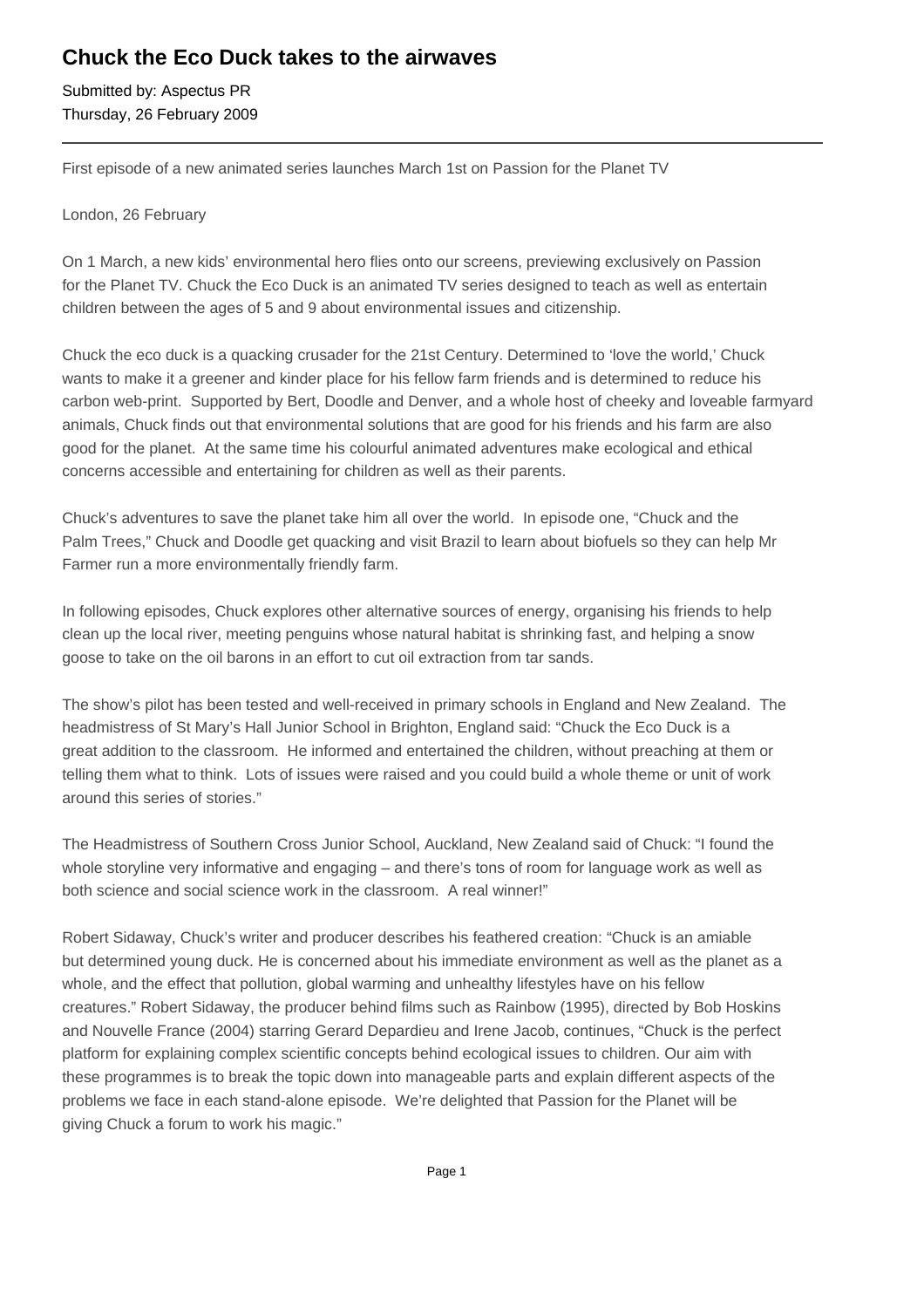# Chuck the Eco Duck takes to the airwaves

Submitted by: Aspectus PR
Thursday, 26 February 2009

---

First episode of a new animated series launches March 1st on Passion for the Planet TV

London, 26 February

On 1 March, a new kids' environmental hero flies onto our screens, previewing exclusively on Passion for the Planet TV. Chuck the Eco Duck is an animated TV series designed to teach as well as entertain children between the ages of 5 and 9 about environmental issues and citizenship.

Chuck the eco duck is a quacking crusader for the 21st Century. Determined to 'love the world,' Chuck wants to make it a greener and kinder place for his fellow farm friends and is determined to reduce his carbon web-print. Supported by Bert, Doodle and Denver, and a whole host of cheeky and loveable farmyard animals, Chuck finds out that environmental solutions that are good for his friends and his farm are also good for the planet. At the same time his colourful animated adventures make ecological and ethical concerns accessible and entertaining for children as well as their parents.

Chuck's adventures to save the planet take him all over the world. In episode one, "Chuck and the Palm Trees," Chuck and Doodle get quacking and visit Brazil to learn about biofuels so they can help Mr Farmer run a more environmentally friendly farm.

In following episodes, Chuck explores other alternative sources of energy, organising his friends to help clean up the local river, meeting penguins whose natural habitat is shrinking fast, and helping a snow goose to take on the oil barons in an effort to cut oil extraction from tar sands.

The show's pilot has been tested and well-received in primary schools in England and New Zealand. The headmistress of St Mary's Hall Junior School in Brighton, England said: "Chuck the Eco Duck is a great addition to the classroom. He informed and entertained the children, without preaching at them or telling them what to think. Lots of issues were raised and you could build a whole theme or unit of work around this series of stories."

The Headmistress of Southern Cross Junior School, Auckland, New Zealand said of Chuck: "I found the whole storyline very informative and engaging – and there's tons of room for language work as well as both science and social science work in the classroom. A real winner!"

Robert Sidaway, Chuck's writer and producer describes his feathered creation: "Chuck is an amiable but determined young duck. He is concerned about his immediate environment as well as the planet as a whole, and the effect that pollution, global warming and unhealthy lifestyles have on his fellow creatures." Robert Sidaway, the producer behind films such as Rainbow (1995), directed by Bob Hoskins and Nouvelle France (2004) starring Gerard Depardieu and Irene Jacob, continues, "Chuck is the perfect platform for explaining complex scientific concepts behind ecological issues to children. Our aim with these programmes is to break the topic down into manageable parts and explain different aspects of the problems we face in each stand-alone episode. We're delighted that Passion for the Planet will be giving Chuck a forum to work his magic."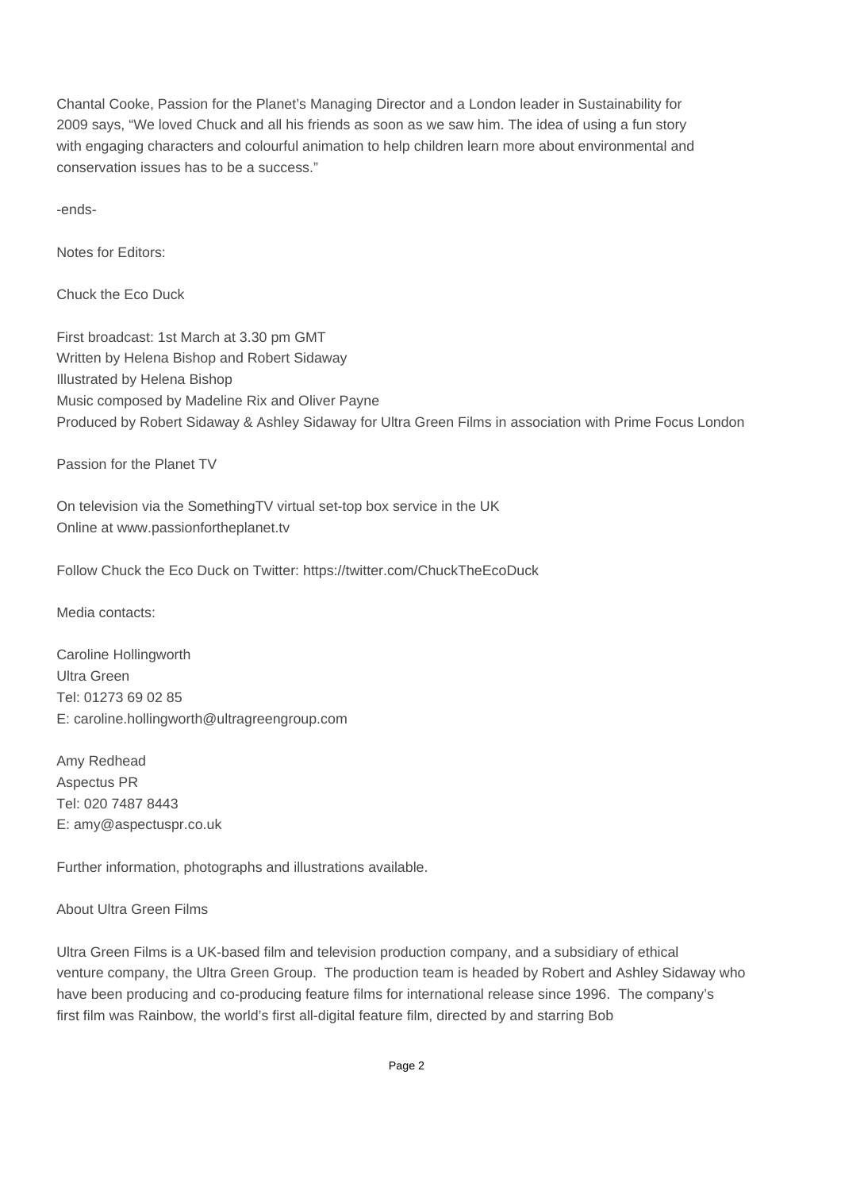Chantal Cooke, Passion for the Planet's Managing Director and a London leader in Sustainability for 2009 says, "We loved Chuck and all his friends as soon as we saw him. The idea of using a fun story with engaging characters and colourful animation to help children learn more about environmental and conservation issues has to be a success."

-ends-

Notes for Editors:

Chuck the Eco Duck

First broadcast: 1st March at 3.30 pm GMT
Written by Helena Bishop and Robert Sidaway
Illustrated by Helena Bishop
Music composed by Madeline Rix and Oliver Payne
Produced by Robert Sidaway & Ashley Sidaway for Ultra Green Films in association with Prime Focus London

Passion for the Planet TV

On television via the SomethingTV virtual set-top box service in the UK
Online at www.passionfortheplanet.tv

Follow Chuck the Eco Duck on Twitter: https://twitter.com/ChuckTheEcoDuck

Media contacts:

Caroline Hollingworth
Ultra Green
Tel: 01273 69 02 85
E: caroline.hollingworth@ultragreengroup.com

Amy Redhead
Aspectus PR
Tel: 020 7487 8443
E: amy@aspectuspr.co.uk

Further information, photographs and illustrations available.

About Ultra Green Films

Ultra Green Films is a UK-based film and television production company, and a subsidiary of ethical venture company, the Ultra Green Group. The production team is headed by Robert and Ashley Sidaway who have been producing and co-producing feature films for international release since 1996. The company's first film was Rainbow, the world's first all-digital feature film, directed by and starring Bob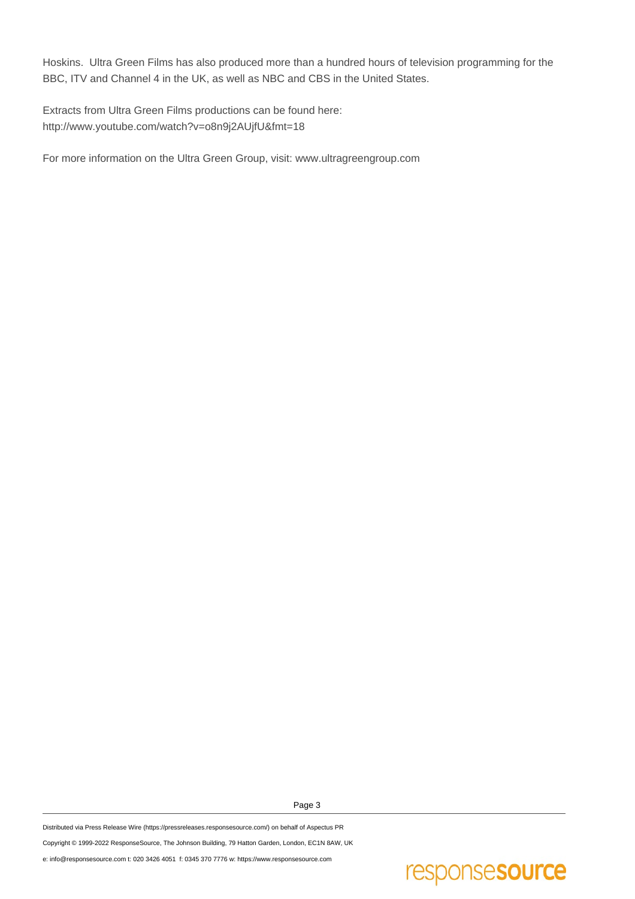Hoskins.  Ultra Green Films has also produced more than a hundred hours of television programming for the BBC, ITV and Channel 4 in the UK, as well as NBC and CBS in the United States.

Extracts from Ultra Green Films productions can be found here:
http://www.youtube.com/watch?v=o8n9j2AUjfU&fmt=18

For more information on the Ultra Green Group, visit: www.ultragreengroup.com